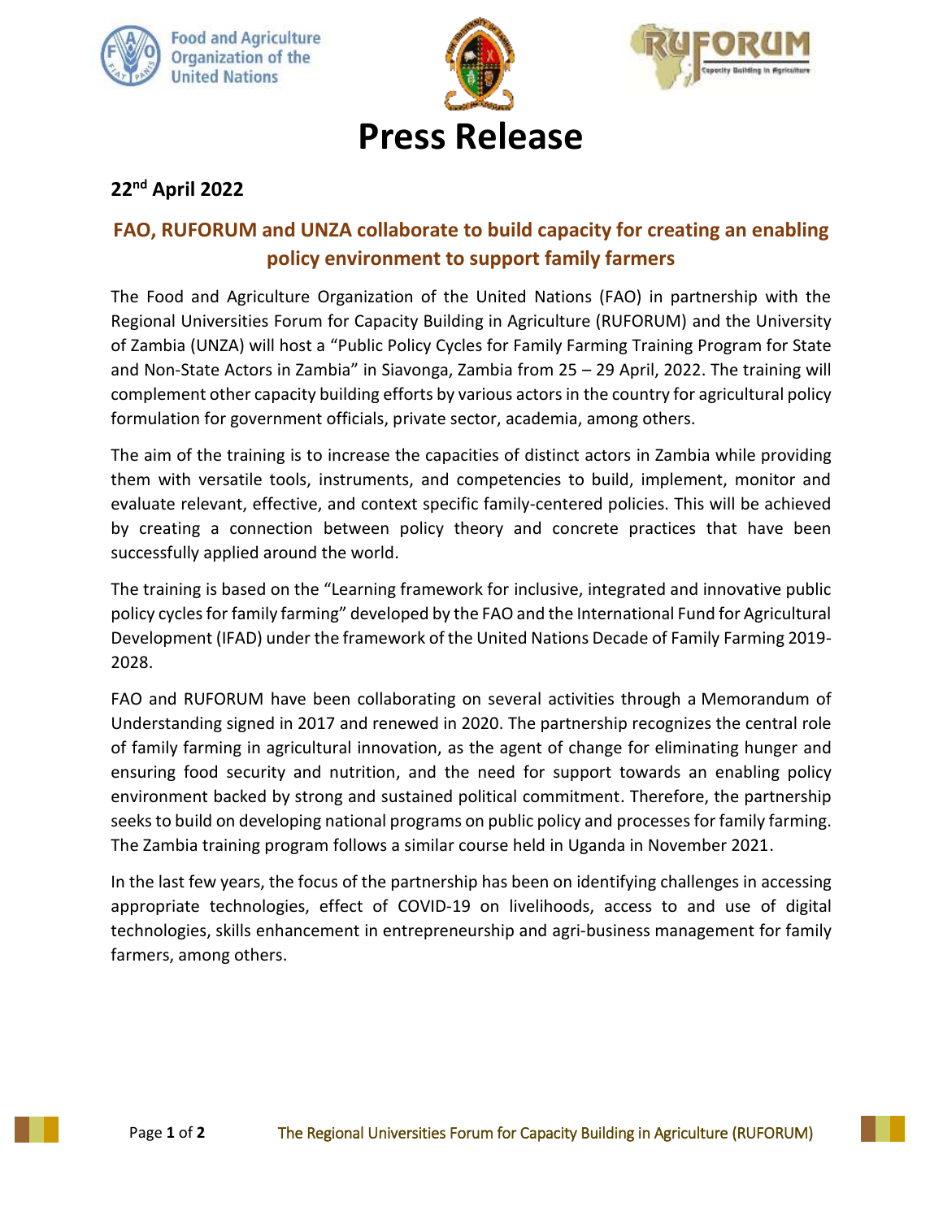# Press Release

**22nd April 2022**

## FAO, RUFORUM and UNZA collaborate to build capacity for creating an enabling policy environment to support family farmers

The Food and Agriculture Organization of the United Nations (FAO) in partnership with the Regional Universities Forum for Capacity Building in Agriculture (RUFORUM) and the University of Zambia (UNZA) will host a "Public Policy Cycles for Family Farming Training Program for State and Non-State Actors in Zambia" in Siavonga, Zambia from 25 – 29 April, 2022. The training will complement other capacity building efforts by various actors in the country for agricultural policy formulation for government officials, private sector, academia, among others.

The aim of the training is to increase the capacities of distinct actors in Zambia while providing them with versatile tools, instruments, and competencies to build, implement, monitor and evaluate relevant, effective, and context specific family-centered policies. This will be achieved by creating a connection between policy theory and concrete practices that have been successfully applied around the world.

The training is based on the "Learning framework for inclusive, integrated and innovative public policy cycles for family farming" developed by the FAO and the International Fund for Agricultural Development (IFAD) under the framework of the United Nations Decade of Family Farming 2019-2028.

FAO and RUFORUM have been collaborating on several activities through a Memorandum of Understanding signed in 2017 and renewed in 2020. The partnership recognizes the central role of family farming in agricultural innovation, as the agent of change for eliminating hunger and ensuring food security and nutrition, and the need for support towards an enabling policy environment backed by strong and sustained political commitment. Therefore, the partnership seeks to build on developing national programs on public policy and processes for family farming. The Zambia training program follows a similar course held in Uganda in November 2021.

In the last few years, the focus of the partnership has been on identifying challenges in accessing appropriate technologies, effect of COVID-19 on livelihoods, access to and use of digital technologies, skills enhancement in entrepreneurship and agri-business management for family farmers, among others.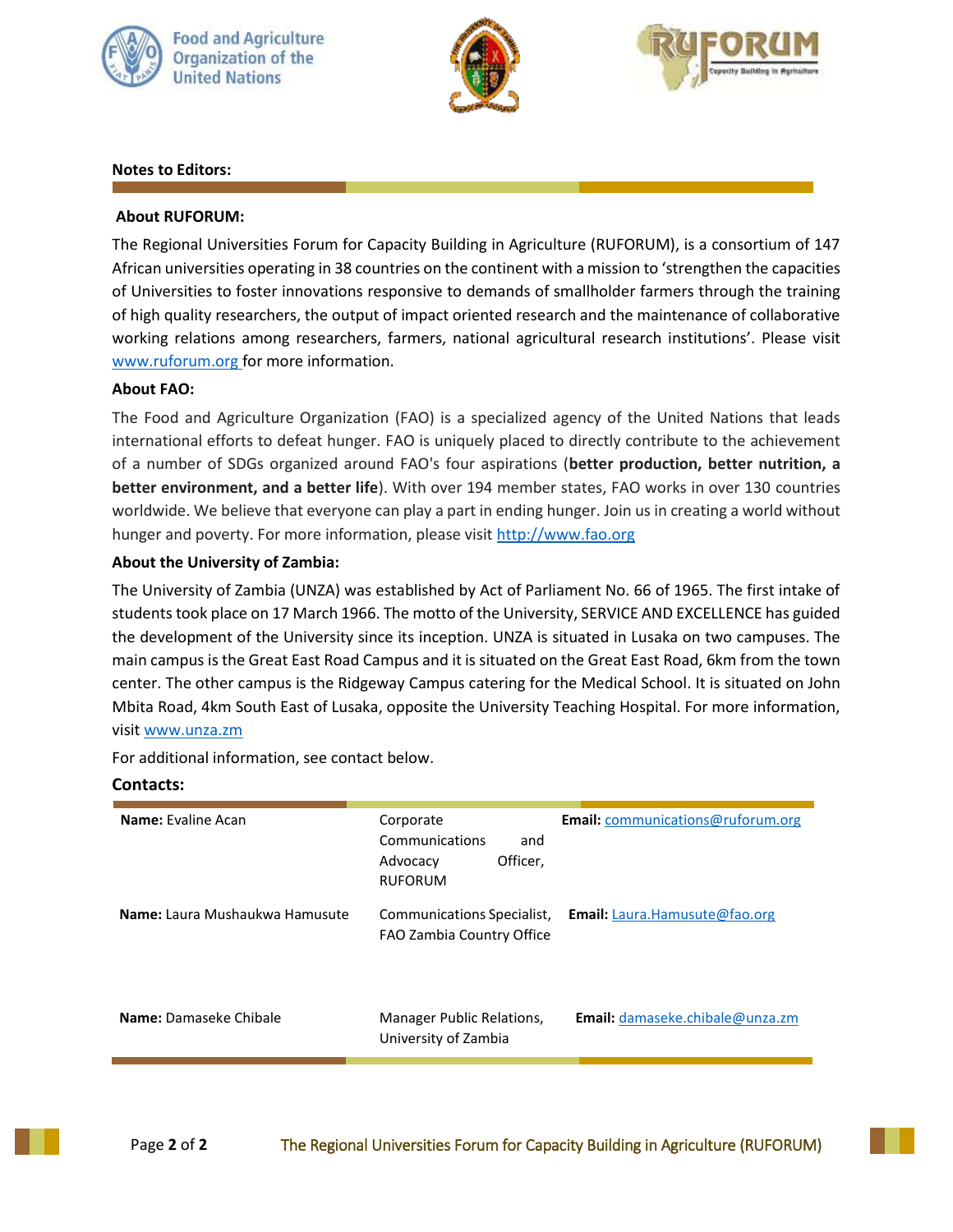**Notes to Editors:**

**About RUFORUM:**

The Regional Universities Forum for Capacity Building in Agriculture (RUFORUM), is a consortium of 147 African universities operating in 38 countries on the continent with a mission to 'strengthen the capacities of Universities to foster innovations responsive to demands of smallholder farmers through the training of high quality researchers, the output of impact oriented research and the maintenance of collaborative working relations among researchers, farmers, national agricultural research institutions'. Please visit www.ruforum.org for more information.

**About FAO:**

The Food and Agriculture Organization (FAO) is a specialized agency of the United Nations that leads international efforts to defeat hunger. FAO is uniquely placed to directly contribute to the achievement of a number of SDGs organized around FAO's four aspirations (**better production, better nutrition, a better environment, and a better life**). With over 194 member states, FAO works in over 130 countries worldwide. We believe that everyone can play a part in ending hunger. Join us in creating a world without hunger and poverty. For more information, please visit http://www.fao.org

**About the University of Zambia:**

The University of Zambia (UNZA) was established by Act of Parliament No. 66 of 1965. The first intake of students took place on 17 March 1966. The motto of the University, SERVICE AND EXCELLENCE has guided the development of the University since its inception. UNZA is situated in Lusaka on two campuses. The main campus is the Great East Road Campus and it is situated on the Great East Road, 6km from the town center. The other campus is the Ridgeway Campus catering for the Medical School. It is situated on John Mbita Road, 4km South East of Lusaka, opposite the University Teaching Hospital. For more information, visit www.unza.zm

For additional information, see contact below.

**Contacts:**

| | | |
|---|---|---|
| **Name:** Evaline Acan | Corporate Communications and Advocacy Officer, RUFORUM | **Email:** communications@ruforum.org |
| **Name:** Laura Mushaukwa Hamusute | Communications Specialist, FAO Zambia Country Office | **Email:** Laura.Hamusute@fao.org |
| **Name:** Damaseke Chibale | Manager Public Relations, University of Zambia | **Email:** damaseke.chibale@unza.zm |